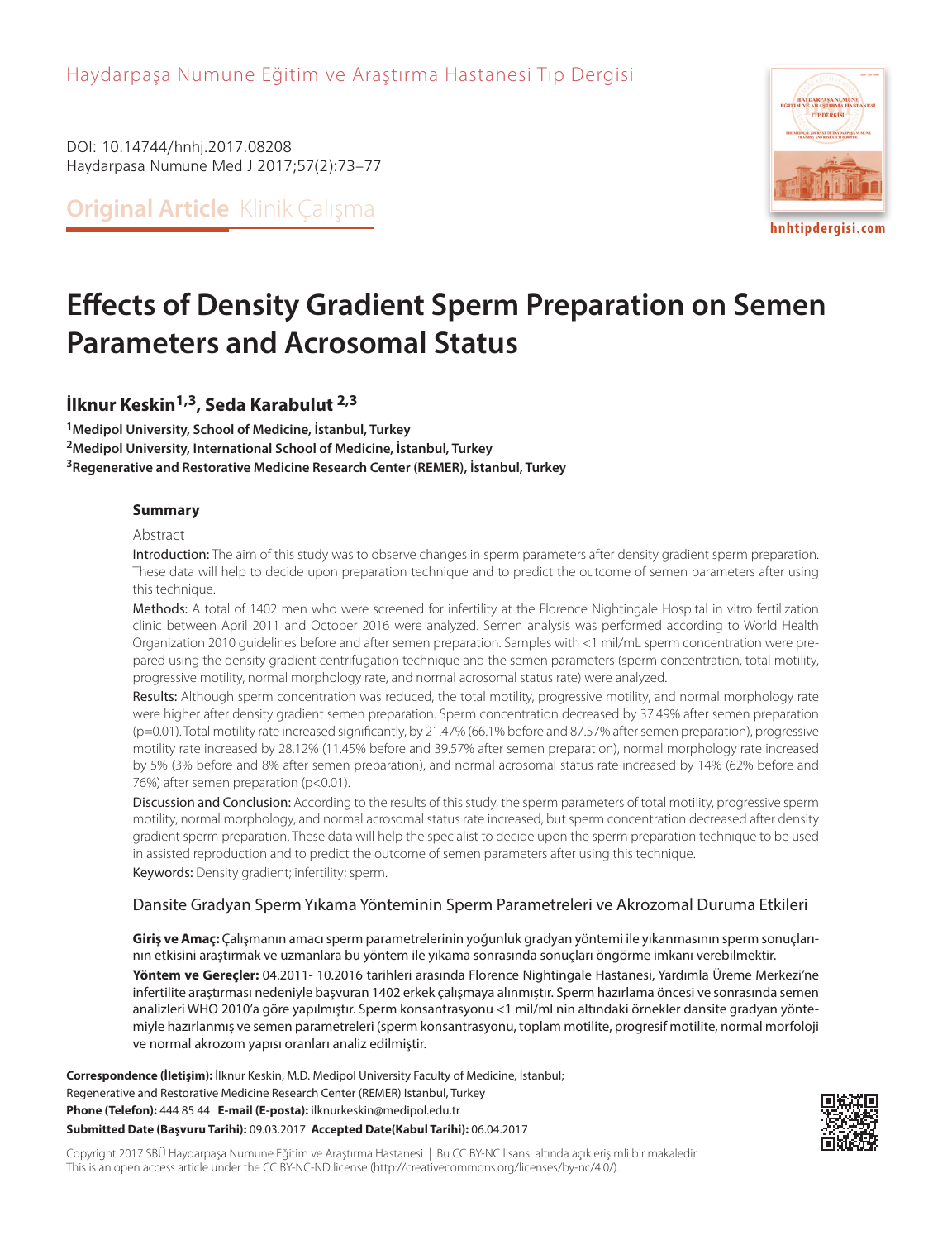Haydarpaşa Numune Eğitim ve Araştırma Hastanesi Tıp Dergisi

DOI: 10.14744/hnhj.2017.08208
Haydarpasa Numune Med J 2017;57(2):73–77

**Original Article** Klinik Çalışma

hnhtipdergisi.com

# Effects of Density Gradient Sperm Preparation on Semen Parameters and Acrosomal Status

**İlknur Keskin[1,3], Seda Karabulut [2,3]**

[1]**Medipol University, School of Medicine, İstanbul, Turkey**
[2]**Medipol University, International School of Medicine, İstanbul, Turkey**
[3]**Regenerative and Restorative Medicine Research Center (REMER), İstanbul, Turkey**

### Summary

Abstract

Introduction: The aim of this study was to observe changes in sperm parameters after density gradient sperm preparation. These data will help to decide upon preparation technique and to predict the outcome of semen parameters after using this technique.

Methods: A total of 1402 men who were screened for infertility at the Florence Nightingale Hospital in vitro fertilization clinic between April 2011 and October 2016 were analyzed. Semen analysis was performed according to World Health Organization 2010 guidelines before and after semen preparation. Samples with <1 mil/mL sperm concentration were prepared using the density gradient centrifugation technique and the semen parameters (sperm concentration, total motility, progressive motility, normal morphology rate, and normal acrosomal status rate) were analyzed.

Results: Although sperm concentration was reduced, the total motility, progressive motility, and normal morphology rate were higher after density gradient semen preparation. Sperm concentration decreased by 37.49% after semen preparation (p=0.01). Total motility rate increased significantly, by 21.47% (66.1% before and 87.57% after semen preparation), progressive motility rate increased by 28.12% (11.45% before and 39.57% after semen preparation), normal morphology rate increased by 5% (3% before and 8% after semen preparation), and normal acrosomal status rate increased by 14% (62% before and 76%) after semen preparation (p<0.01).

Discussion and Conclusion: According to the results of this study, the sperm parameters of total motility, progressive sperm motility, normal morphology, and normal acrosomal status rate increased, but sperm concentration decreased after density gradient sperm preparation. These data will help the specialist to decide upon the sperm preparation technique to be used in assisted reproduction and to predict the outcome of semen parameters after using this technique.

Keywords: Density gradient; infertility; sperm.

### Dansite Gradyan Sperm Yıkama Yönteminin Sperm Parametreleri ve Akrozomal Duruma Etkileri

**Giriş ve Amaç:** Çalışmanın amacı sperm parametrelerinin yoğunluk gradyan yöntemi ile yıkanmasının sperm sonuçlarının etkisini araştırmak ve uzmanlara bu yöntem ile yıkama sonrasında sonuçları öngörme imkanı verebilmektir.

**Yöntem ve Gereçler:** 04.2011- 10.2016 tarihleri arasında Florence Nightingale Hastanesi, Yardımla Üreme Merkezi'ne infertilite araştırması nedeniyle başvuran 1402 erkek çalışmaya alınmıştır. Sperm hazırlama öncesi ve sonrasında semen analizleri WHO 2010'a göre yapılmıştır. Sperm konsantrasyonu <1 mil/ml nin altındaki örnekler dansite gradyan yöntemiyle hazırlanmış ve semen parametreleri (sperm konsantrasyonu, toplam motilite, progresif motilite, normal morfoloji ve normal akrozom yapısı oranları analiz edilmiştir.

**Correspondence (İletişim):** İlknur Keskin, M.D. Medipol University Faculty of Medicine, İstanbul; Regenerative and Restorative Medicine Research Center (REMER) Istanbul, Turkey
**Phone (Telefon):** 444 85 44 **E-mail (E-posta):** ilknurkeskin@medipol.edu.tr
**Submitted Date (Başvuru Tarihi):** 09.03.2017 **Accepted Date(Kabul Tarihi):** 06.04.2017

Copyright 2017 SBÜ Haydarpaşa Numune Eğitim ve Araştırma Hastanesi | Bu CC BY-NC lisansı altında açık erişimli bir makaledir.
This is an open access article under the CC BY-NC-ND license (http://creativecommons.org/licenses/by-nc/4.0/).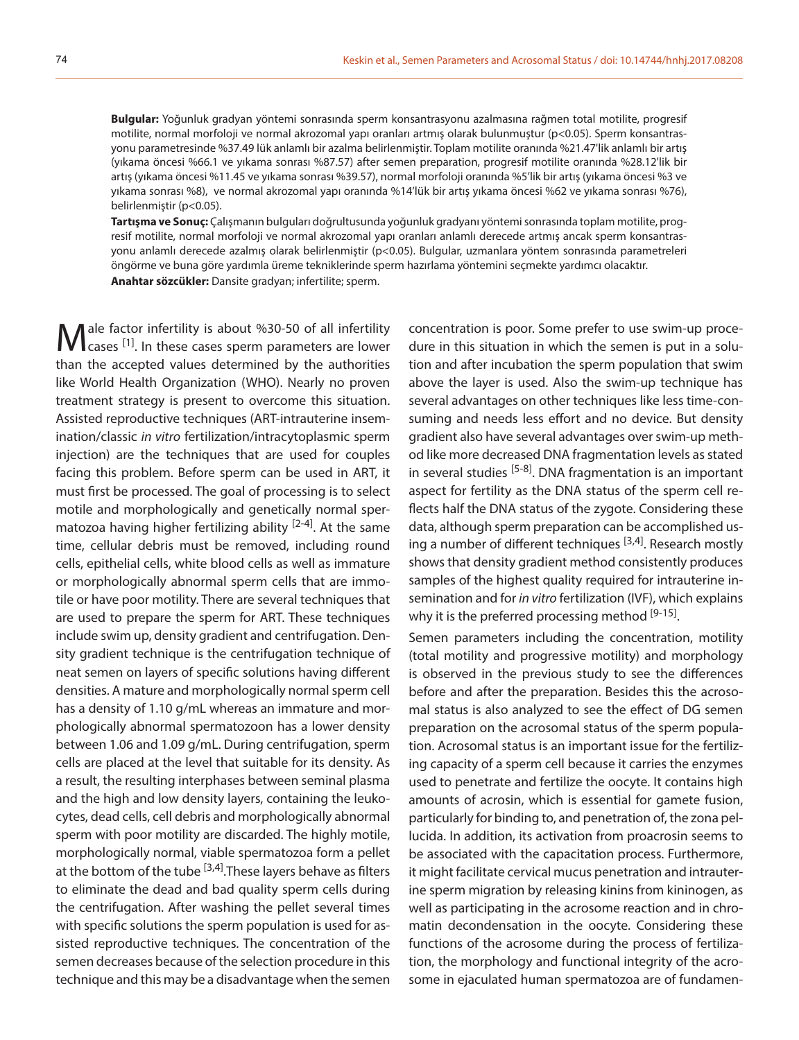**Bulgular:** Yoğunluk gradyan yöntemi sonrasında sperm konsantrasyonu azalmasına rağmen total motilite, progresif motilite, normal morfoloji ve normal akrozomal yapı oranları artmış olarak bulunmuştur ($p<0.05$). Sperm konsantrasyonu parametresinde %37.49 lük anlamlı bir azalma belirlenmiştir. Toplam motilite oranında %21.47'lik anlamlı bir artış (yıkama öncesi %66.1 ve yıkama sonrası %87.57) after semen preparation, progresif motilite oranında %28.12'lik bir artış (yıkama öncesi %11.45 ve yıkama sonrası %39.57), normal morfoloji oranında %5'lik bir artış (yıkama öncesi %3 ve yıkama sonrası %8), ve normal akrozomal yapı oranında %14'lük bir artış yıkama öncesi %62 ve yıkama sonrası %76), belirlenmiştir ($p<0.05$).

**Tartışma ve Sonuç:** Çalışmanın bulguları doğrultusunda yoğunluk gradyanı yöntemi sonrasında toplam motilite, progresif motilite, normal morfoloji ve normal akrozomal yapı oranları anlamlı derecede artmış ancak sperm konsantrasyonu anlamlı derecede azalmış olarak belirlenmiştir ($p<0.05$). Bulgular, uzmanlara yöntem sonrasında parametreleri öngörme ve buna göre yardımla üreme tekniklerinde sperm hazırlama yöntemini seçmekte yardımcı olacaktır.

**Anahtar sözcükler:** Dansite gradyan; infertilite; sperm.

Male factor infertility is about %30-50 of all infertility cases [1]. In these cases sperm parameters are lower than the accepted values determined by the authorities like World Health Organization (WHO). Nearly no proven treatment strategy is present to overcome this situation. Assisted reproductive techniques (ART-intrauterine insemination/classic *in vitro* fertilization/intracytoplasmic sperm injection) are the techniques that are used for couples facing this problem. Before sperm can be used in ART, it must first be processed. The goal of processing is to select motile and morphologically and genetically normal spermatozoa having higher fertilizing ability [2-4]. At the same time, cellular debris must be removed, including round cells, epithelial cells, white blood cells as well as immature or morphologically abnormal sperm cells that are immotile or have poor motility. There are several techniques that are used to prepare the sperm for ART. These techniques include swim up, density gradient and centrifugation. Density gradient technique is the centrifugation technique of neat semen on layers of specific solutions having different densities. A mature and morphologically normal sperm cell has a density of 1.10 g/mL whereas an immature and morphologically abnormal spermatozoon has a lower density between 1.06 and 1.09 g/mL. During centrifugation, sperm cells are placed at the level that suitable for its density. As a result, the resulting interphases between seminal plasma and the high and low density layers, containing the leukocytes, dead cells, cell debris and morphologically abnormal sperm with poor motility are discarded. The highly motile, morphologically normal, viable spermatozoa form a pellet at the bottom of the tube [3,4].These layers behave as filters to eliminate the dead and bad quality sperm cells during the centrifugation. After washing the pellet several times with specific solutions the sperm population is used for assisted reproductive techniques. The concentration of the semen decreases because of the selection procedure in this technique and this may be a disadvantage when the semen concentration is poor. Some prefer to use swim-up procedure in this situation in which the semen is put in a solution and after incubation the sperm population that swim above the layer is used. Also the swim-up technique has several advantages on other techniques like less time-consuming and needs less effort and no device. But density gradient also have several advantages over swim-up method like more decreased DNA fragmentation levels as stated in several studies [5-8]. DNA fragmentation is an important aspect for fertility as the DNA status of the sperm cell reflects half the DNA status of the zygote. Considering these data, although sperm preparation can be accomplished using a number of different techniques [3,4]. Research mostly shows that density gradient method consistently produces samples of the highest quality required for intrauterine insemination and for *in vitro* fertilization (IVF), which explains why it is the preferred processing method [9-15].

Semen parameters including the concentration, motility (total motility and progressive motility) and morphology is observed in the previous study to see the differences before and after the preparation. Besides this the acrosomal status is also analyzed to see the effect of DG semen preparation on the acrosomal status of the sperm population. Acrosomal status is an important issue for the fertilizing capacity of a sperm cell because it carries the enzymes used to penetrate and fertilize the oocyte. It contains high amounts of acrosin, which is essential for gamete fusion, particularly for binding to, and penetration of, the zona pellucida. In addition, its activation from proacrosin seems to be associated with the capacitation process. Furthermore, it might facilitate cervical mucus penetration and intrauterine sperm migration by releasing kinins from kininogen, as well as participating in the acrosome reaction and in chromatin decondensation in the oocyte. Considering these functions of the acrosome during the process of fertilization, the morphology and functional integrity of the acrosome in ejaculated human spermatozoa are of fundamen-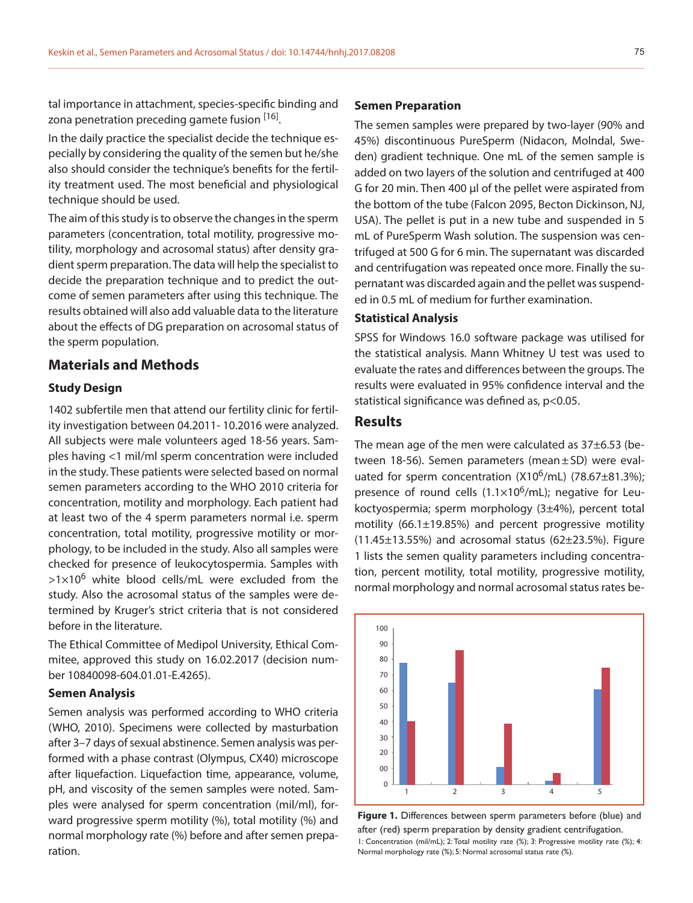tal importance in attachment, species-specific binding and zona penetration preceding gamete fusion [16].

In the daily practice the specialist decide the technique especially by considering the quality of the semen but he/she also should consider the technique's benefits for the fertility treatment used. The most beneficial and physiological technique should be used.

The aim of this study is to observe the changes in the sperm parameters (concentration, total motility, progressive motility, morphology and acrosomal status) after density gradient sperm preparation. The data will help the specialist to decide the preparation technique and to predict the outcome of semen parameters after using this technique. The results obtained will also add valuable data to the literature about the effects of DG preparation on acrosomal status of the sperm population.

## Materials and Methods

### Study Design

1402 subfertile men that attend our fertility clinic for fertility investigation between 04.2011- 10.2016 were analyzed. All subjects were male volunteers aged 18-56 years. Samples having <1 mil/ml sperm concentration were included in the study. These patients were selected based on normal semen parameters according to the WHO 2010 criteria for concentration, motility and morphology. Each patient had at least two of the 4 sperm parameters normal i.e. sperm concentration, total motility, progressive motility or morphology, to be included in the study. Also all samples were checked for presence of leukocytospermia. Samples with $>1\times10^6$ white blood cells/mL were excluded from the study. Also the acrosomal status of the samples were determined by Kruger's strict criteria that is not considered before in the literature.

The Ethical Committee of Medipol University, Ethical Commitee, approved this study on 16.02.2017 (decision number 10840098-604.01.01-E.4265).

### Semen Analysis

Semen analysis was performed according to WHO criteria (WHO, 2010). Specimens were collected by masturbation after 3–7 days of sexual abstinence. Semen analysis was performed with a phase contrast (Olympus, CX40) microscope after liquefaction. Liquefaction time, appearance, volume, pH, and viscosity of the semen samples were noted. Samples were analysed for sperm concentration (mil/ml), forward progressive sperm motility (%), total motility (%) and normal morphology rate (%) before and after semen preparation.

### Semen Preparation

The semen samples were prepared by two-layer (90% and 45%) discontinuous PureSperm (Nidacon, Molndal, Sweden) gradient technique. One mL of the semen sample is added on two layers of the solution and centrifuged at 400 G for 20 min. Then 400 µl of the pellet were aspirated from the bottom of the tube (Falcon 2095, Becton Dickinson, NJ, USA). The pellet is put in a new tube and suspended in 5 mL of PureSperm Wash solution. The suspension was centrifuged at 500 G for 6 min. The supernatant was discarded and centrifugation was repeated once more. Finally the supernatant was discarded again and the pellet was suspended in 0.5 mL of medium for further examination.

### Statistical Analysis

SPSS for Windows 16.0 software package was utilised for the statistical analysis. Mann Whitney U test was used to evaluate the rates and differences between the groups. The results were evaluated in 95% confidence interval and the statistical significance was defined as, $p<0.05$.

## Results

The mean age of the men were calculated as 37±6.53 (between 18-56). Semen parameters (mean ± SD) were evaluated for sperm concentration ($\times10^6$/mL) (78.67±81.3%); presence of round cells ($1.1\times10^6$/mL); negative for Leukocytospermia; sperm morphology (3±4%), percent total motility (66.1±19.85%) and percent progressive motility (11.45±13.55%) and acrosomal status (62±23.5%). Figure 1 lists the semen quality parameters including concentration, percent motility, total motility, progressive motility, normal morphology and normal acrosomal status rates be-

**Figure 1.** Differences between sperm parameters before (blue) and after (red) sperm preparation by density gradient centrifugation.
1: Concentration (mil/mL); 2: Total motility rate (%); 3: Progressive motility rate (%); 4: Normal morphology rate (%); 5: Normal acrosomal status rate (%).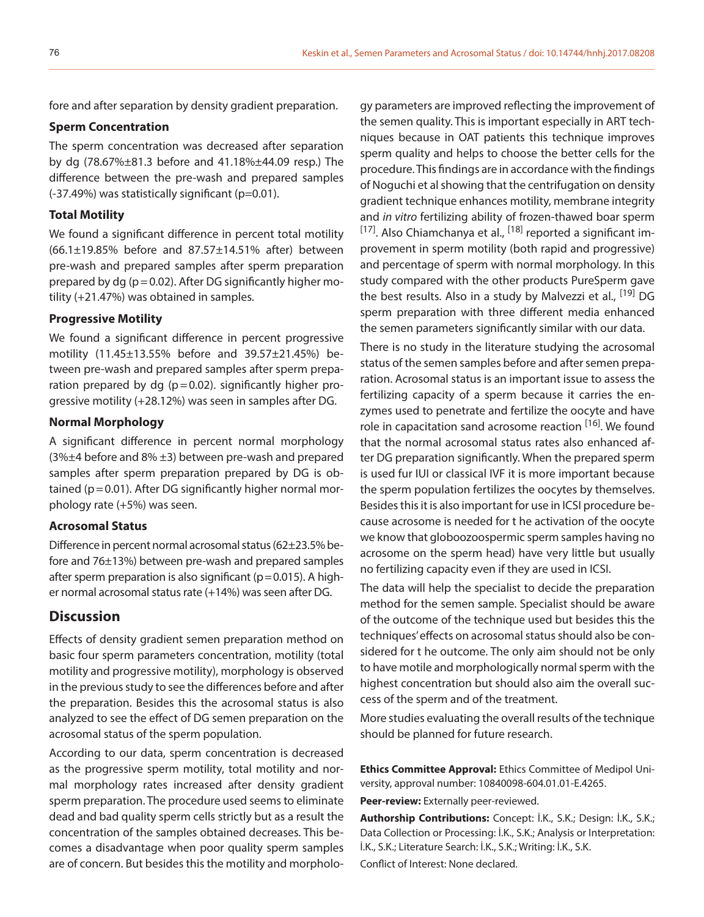fore and after separation by density gradient preparation.

### Sperm Concentration

The sperm concentration was decreased after separation by dg (78.67%±81.3 before and 41.18%±44.09 resp.) The difference between the pre-wash and prepared samples (-37.49%) was statistically significant (p=0.01).

### Total Motility

We found a significant difference in percent total motility (66.1±19.85% before and 87.57±14.51% after) between pre-wash and prepared samples after sperm preparation prepared by dg (p=0.02). After DG significantly higher motility (+21.47%) was obtained in samples.

### Progressive Motility

We found a significant difference in percent progressive motility (11.45±13.55% before and 39.57±21.45%) between pre-wash and prepared samples after sperm preparation prepared by dg (p=0.02). significantly higher progressive motility (+28.12%) was seen in samples after DG.

### Normal Morphology

A significant difference in percent normal morphology (3%±4 before and 8% ±3) between pre-wash and prepared samples after sperm preparation prepared by DG is obtained (p=0.01). After DG significantly higher normal morphology rate (+5%) was seen.

### Acrosomal Status

Difference in percent normal acrosomal status (62±23.5% before and 76±13%) between pre-wash and prepared samples after sperm preparation is also significant (p=0.015). A higher normal acrosomal status rate (+14%) was seen after DG.

## Discussion

Effects of density gradient semen preparation method on basic four sperm parameters concentration, motility (total motility and progressive motility), morphology is observed in the previous study to see the differences before and after the preparation. Besides this the acrosomal status is also analyzed to see the effect of DG semen preparation on the acrosomal status of the sperm population.

According to our data, sperm concentration is decreased as the progressive sperm motility, total motility and normal morphology rates increased after density gradient sperm preparation. The procedure used seems to eliminate dead and bad quality sperm cells strictly but as a result the concentration of the samples obtained decreases. This becomes a disadvantage when poor quality sperm samples are of concern. But besides this the motility and morphology parameters are improved reflecting the improvement of the semen quality. This is important especially in ART techniques because in OAT patients this technique improves sperm quality and helps to choose the better cells for the procedure. This findings are in accordance with the findings of Noguchi et al showing that the centrifugation on density gradient technique enhances motility, membrane integrity and *in vitro* fertilizing ability of frozen-thawed boar sperm [17]. Also Chiamchanya et al., [18] reported a significant improvement in sperm motility (both rapid and progressive) and percentage of sperm with normal morphology. In this study compared with the other products PureSperm gave the best results. Also in a study by Malvezzi et al., [19] DG sperm preparation with three different media enhanced the semen parameters significantly similar with our data.

There is no study in the literature studying the acrosomal status of the semen samples before and after semen preparation. Acrosomal status is an important issue to assess the fertilizing capacity of a sperm because it carries the enzymes used to penetrate and fertilize the oocyte and have role in capacitation sand acrosome reaction [16]. We found that the normal acrosomal status rates also enhanced after DG preparation significantly. When the prepared sperm is used fur IUI or classical IVF it is more important because the sperm population fertilizes the oocytes by themselves. Besides this it is also important for use in ICSI procedure because acrosome is needed for t he activation of the oocyte we know that globoozoospermic sperm samples having no acrosome on the sperm head) have very little but usually no fertilizing capacity even if they are used in ICSI.

The data will help the specialist to decide the preparation method for the semen sample. Specialist should be aware of the outcome of the technique used but besides this the techniques' effects on acrosomal status should also be considered for t he outcome. The only aim should not be only to have motile and morphologically normal sperm with the highest concentration but should also aim the overall success of the sperm and of the treatment.

More studies evaluating the overall results of the technique should be planned for future research.

**Ethics Committee Approval:** Ethics Committee of Medipol University, approval number: 10840098-604.01.01-E.4265.

**Peer-review:** Externally peer-reviewed.

**Authorship Contributions:** Concept: İ.K., S.K.; Design: İ.K., S.K.; Data Collection or Processing: İ.K., S.K.; Analysis or Interpretation: İ.K., S.K.; Literature Search: İ.K., S.K.; Writing: İ.K., S.K.

Conflict of Interest: None declared.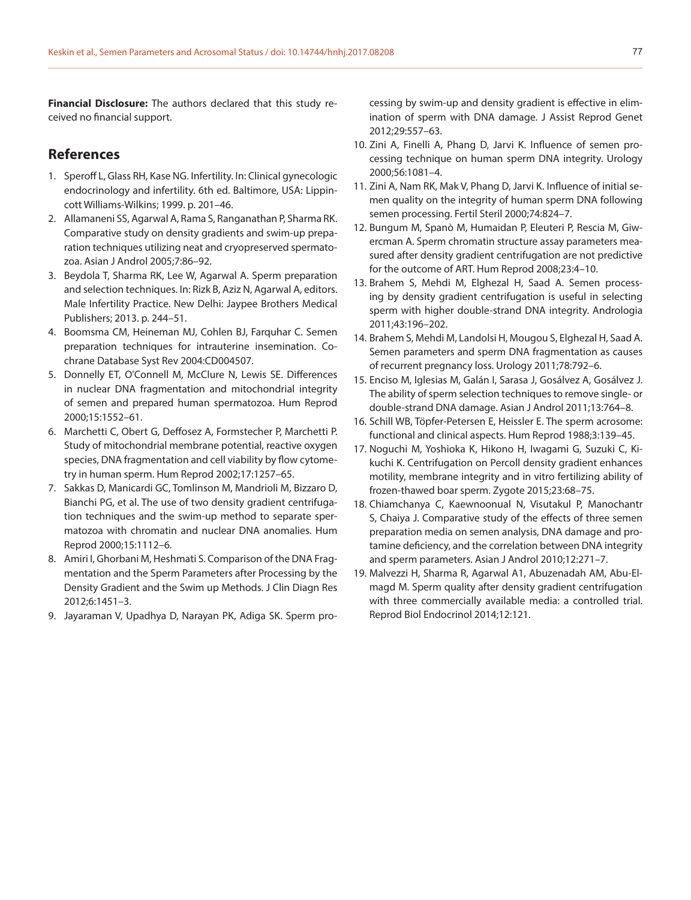**Financial Disclosure:** The authors declared that this study received no financial support.

## References

1. Speroff L, Glass RH, Kase NG. Infertility. In: Clinical gynecologic endocrinology and infertility. 6th ed. Baltimore, USA: Lippincott Williams-Wilkins; 1999. p. 201–46.
2. Allamaneni SS, Agarwal A, Rama S, Ranganathan P, Sharma RK. Comparative study on density gradients and swim-up preparation techniques utilizing neat and cryopreserved spermatozoa. Asian J Androl 2005;7:86–92.
3. Beydola T, Sharma RK, Lee W, Agarwal A. Sperm preparation and selection techniques. In: Rizk B, Aziz N, Agarwal A, editors. Male Infertility Practice. New Delhi: Jaypee Brothers Medical Publishers; 2013. p. 244–51.
4. Boomsma CM, Heineman MJ, Cohlen BJ, Farquhar C. Semen preparation techniques for intrauterine insemination. Cochrane Database Syst Rev 2004:CD004507.
5. Donnelly ET, O'Connell M, McClure N, Lewis SE. Differences in nuclear DNA fragmentation and mitochondrial integrity of semen and prepared human spermatozoa. Hum Reprod 2000;15:1552–61.
6. Marchetti C, Obert G, Deffosez A, Formstecher P, Marchetti P. Study of mitochondrial membrane potential, reactive oxygen species, DNA fragmentation and cell viability by flow cytometry in human sperm. Hum Reprod 2002;17:1257–65.
7. Sakkas D, Manicardi GC, Tomlinson M, Mandrioli M, Bizzaro D, Bianchi PG, et al. The use of two density gradient centrifugation techniques and the swim-up method to separate spermatozoa with chromatin and nuclear DNA anomalies. Hum Reprod 2000;15:1112–6.
8. Amiri I, Ghorbani M, Heshmati S. Comparison of the DNA Fragmentation and the Sperm Parameters after Processing by the Density Gradient and the Swim up Methods. J Clin Diagn Res 2012;6:1451–3.
9. Jayaraman V, Upadhya D, Narayan PK, Adiga SK. Sperm processing by swim-up and density gradient is effective in elimination of sperm with DNA damage. J Assist Reprod Genet 2012;29:557–63.
10. Zini A, Finelli A, Phang D, Jarvi K. Influence of semen processing technique on human sperm DNA integrity. Urology 2000;56:1081–4.
11. Zini A, Nam RK, Mak V, Phang D, Jarvi K. Influence of initial semen quality on the integrity of human sperm DNA following semen processing. Fertil Steril 2000;74:824–7.
12. Bungum M, Spanò M, Humaidan P, Eleuteri P, Rescia M, Giwercman A. Sperm chromatin structure assay parameters measured after density gradient centrifugation are not predictive for the outcome of ART. Hum Reprod 2008;23:4–10.
13. Brahem S, Mehdi M, Elghezal H, Saad A. Semen processing by density gradient centrifugation is useful in selecting sperm with higher double-strand DNA integrity. Andrologia 2011;43:196–202.
14. Brahem S, Mehdi M, Landolsi H, Mougou S, Elghezal H, Saad A. Semen parameters and sperm DNA fragmentation as causes of recurrent pregnancy loss. Urology 2011;78:792–6.
15. Enciso M, Iglesias M, Galán I, Sarasa J, Gosálvez A, Gosálvez J. The ability of sperm selection techniques to remove single- or double-strand DNA damage. Asian J Androl 2011;13:764–8.
16. Schill WB, Töpfer-Petersen E, Heissler E. The sperm acrosome: functional and clinical aspects. Hum Reprod 1988;3:139–45.
17. Noguchi M, Yoshioka K, Hikono H, Iwagami G, Suzuki C, Kikuchi K. Centrifugation on Percoll density gradient enhances motility, membrane integrity and in vitro fertilizing ability of frozen-thawed boar sperm. Zygote 2015;23:68–75.
18. Chiamchanya C, Kaewnoonual N, Visutakul P, Manochantr S, Chaiya J. Comparative study of the effects of three semen preparation media on semen analysis, DNA damage and protamine deficiency, and the correlation between DNA integrity and sperm parameters. Asian J Androl 2010;12:271–7.
19. Malvezzi H, Sharma R, Agarwal A1, Abuzenadah AM, Abu-Elmagd M. Sperm quality after density gradient centrifugation with three commercially available media: a controlled trial. Reprod Biol Endocrinol 2014;12:121.